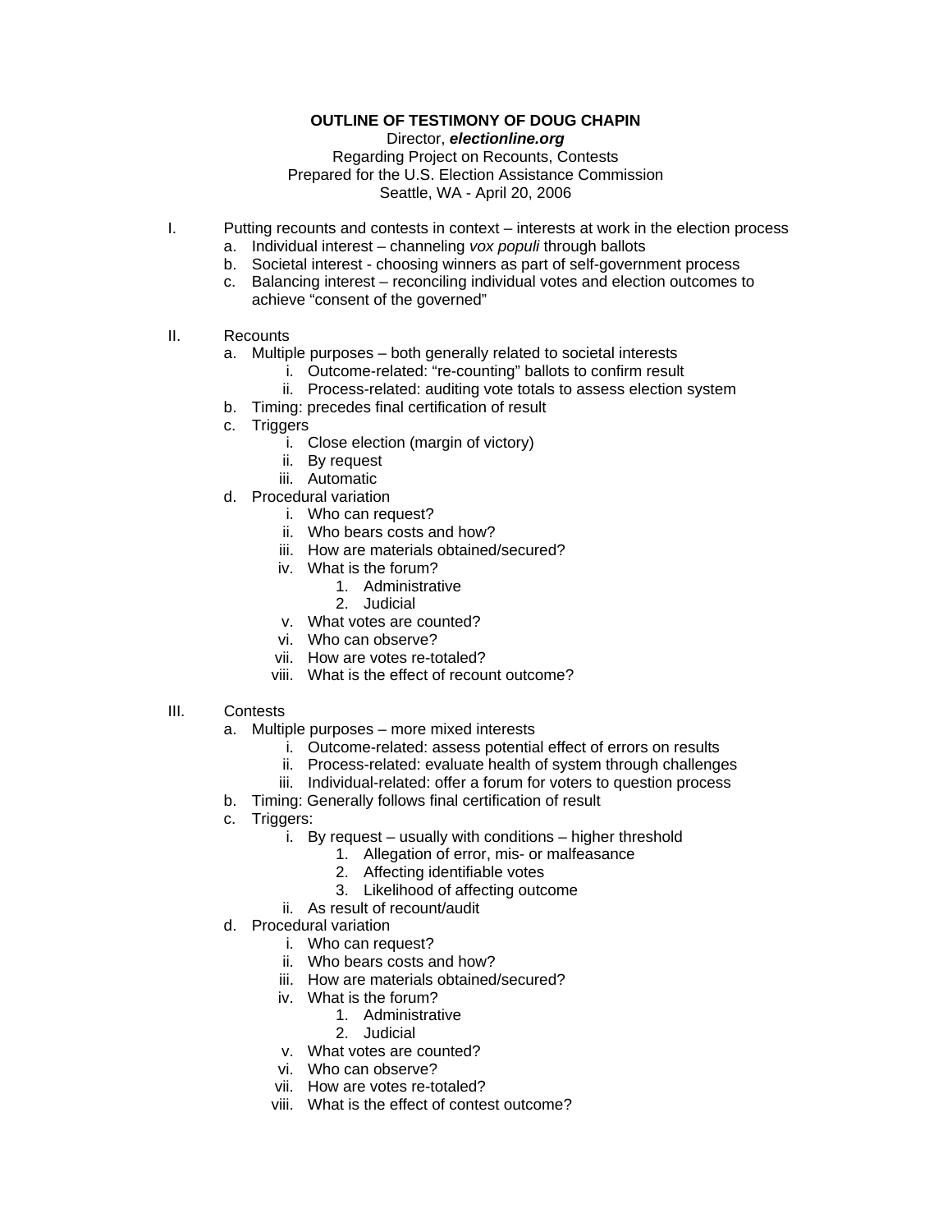**OUTLINE OF TESTIMONY OF DOUG CHAPIN**

Director, ***electionline.org***

Regarding Project on Recounts, Contests

Prepared for the U.S. Election Assistance Commission

Seattle, WA - April 20, 2006

I. Putting recounts and contests in context – interests at work in the election process
   a. Individual interest – channeling *vox populi* through ballots
   b. Societal interest - choosing winners as part of self-government process
   c. Balancing interest – reconciling individual votes and election outcomes to achieve "consent of the governed"

II. Recounts
   a. Multiple purposes – both generally related to societal interests
      i. Outcome-related: "re-counting" ballots to confirm result
      ii. Process-related: auditing vote totals to assess election system
   b. Timing: precedes final certification of result
   c. Triggers
      i. Close election (margin of victory)
      ii. By request
      iii. Automatic
   d. Procedural variation
      i. Who can request?
      ii. Who bears costs and how?
      iii. How are materials obtained/secured?
      iv. What is the forum?
         1. Administrative
         2. Judicial
      v. What votes are counted?
      vi. Who can observe?
      vii. How are votes re-totaled?
      viii. What is the effect of recount outcome?

III. Contests
   a. Multiple purposes – more mixed interests
      i. Outcome-related: assess potential effect of errors on results
      ii. Process-related: evaluate health of system through challenges
      iii. Individual-related: offer a forum for voters to question process
   b. Timing: Generally follows final certification of result
   c. Triggers:
      i. By request – usually with conditions – higher threshold
         1. Allegation of error, mis- or malfeasance
         2. Affecting identifiable votes
         3. Likelihood of affecting outcome
      ii. As result of recount/audit
   d. Procedural variation
      i. Who can request?
      ii. Who bears costs and how?
      iii. How are materials obtained/secured?
      iv. What is the forum?
         1. Administrative
         2. Judicial
      v. What votes are counted?
      vi. Who can observe?
      vii. How are votes re-totaled?
      viii. What is the effect of contest outcome?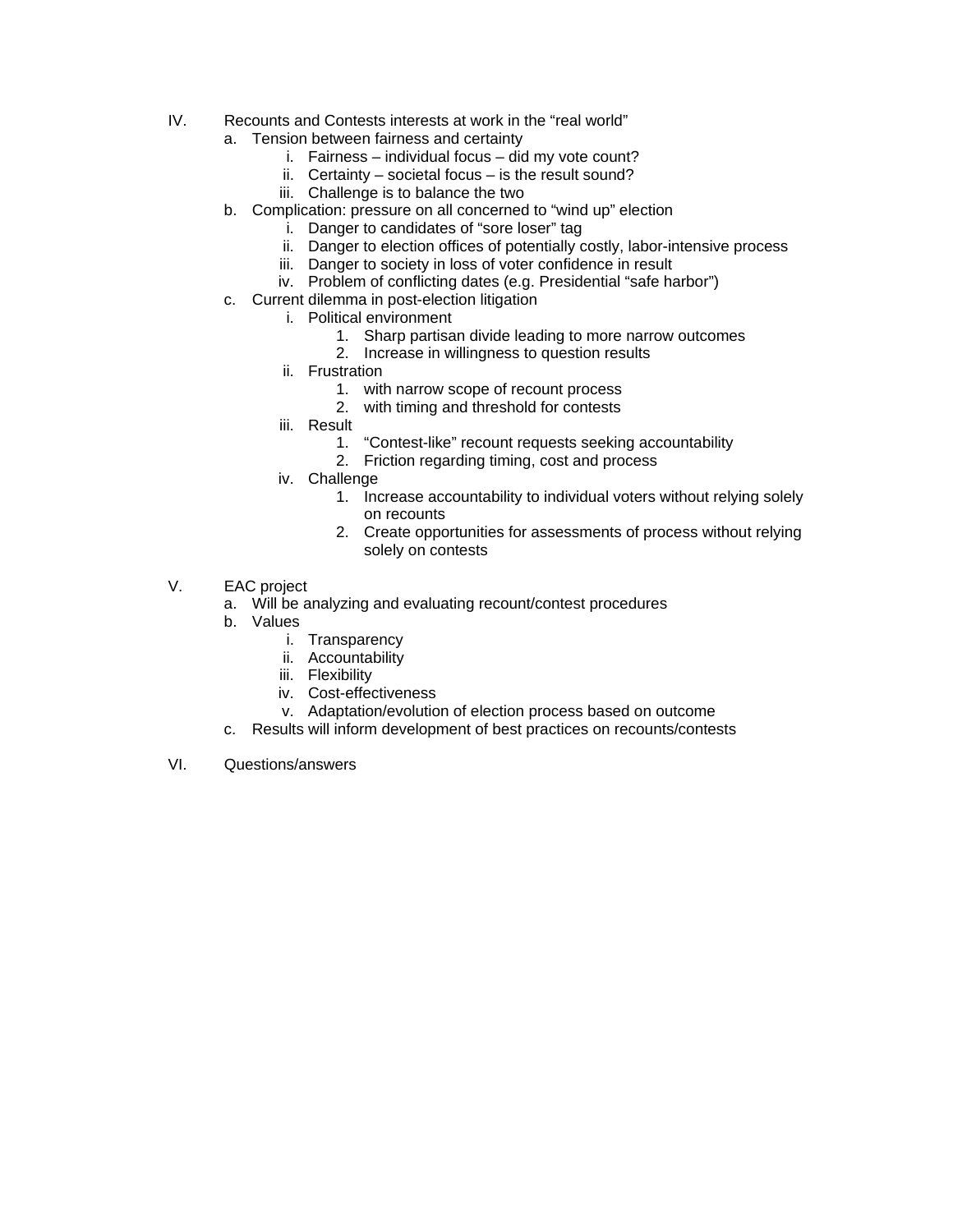IV. Recounts and Contests interests at work in the "real world"
   a. Tension between fairness and certainty
      i. Fairness – individual focus – did my vote count?
      ii. Certainty – societal focus – is the result sound?
      iii. Challenge is to balance the two
   b. Complication: pressure on all concerned to "wind up" election
      i. Danger to candidates of "sore loser" tag
      ii. Danger to election offices of potentially costly, labor-intensive process
      iii. Danger to society in loss of voter confidence in result
      iv. Problem of conflicting dates (e.g. Presidential "safe harbor")
   c. Current dilemma in post-election litigation
      i. Political environment
         1. Sharp partisan divide leading to more narrow outcomes
         2. Increase in willingness to question results
      ii. Frustration
         1. with narrow scope of recount process
         2. with timing and threshold for contests
      iii. Result
         1. "Contest-like" recount requests seeking accountability
         2. Friction regarding timing, cost and process
      iv. Challenge
         1. Increase accountability to individual voters without relying solely on recounts
         2. Create opportunities for assessments of process without relying solely on contests

V. EAC project
   a. Will be analyzing and evaluating recount/contest procedures
   b. Values
      i. Transparency
      ii. Accountability
      iii. Flexibility
      iv. Cost-effectiveness
      v. Adaptation/evolution of election process based on outcome
   c. Results will inform development of best practices on recounts/contests

VI. Questions/answers